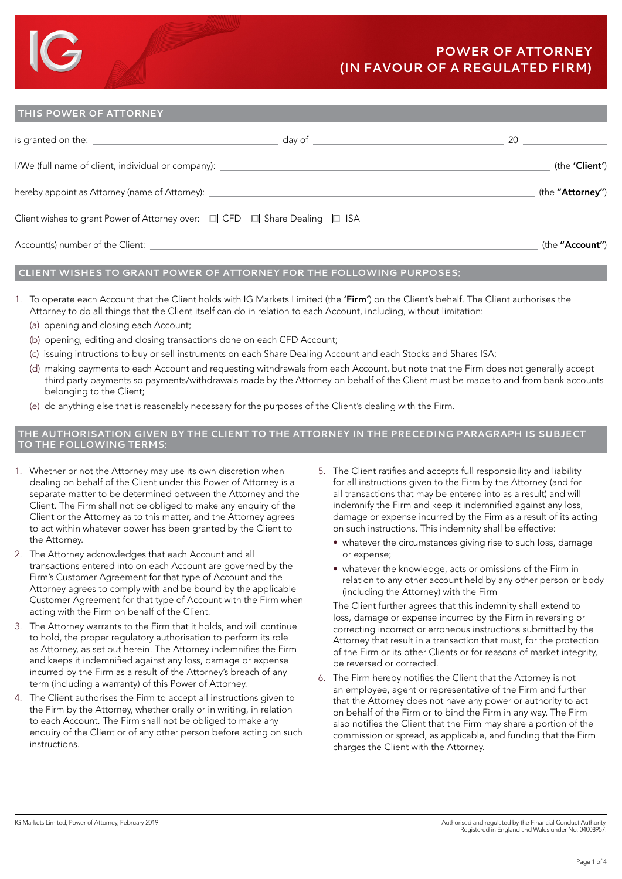# POWER OF ATTORNEY (IN FAVOUR OF A REGULATED FIRM)

## THIS POWER OF ATTORNEY

is granted on the: ______________________ day of ______________________ 20 __________

I/We (full name of client, individual or company): ______________________ (the **'Client'**)

hereby appoint as Attorney (name of Attorney): ______________________ (the **"Attorney"**)

Client wishes to grant Power of Attorney over: ☐ CFD ☐ Share Dealing ☐ ISA

Account(s) number of the Client: ______________________ (the **"Account"**)

## CLIENT WISHES TO GRANT POWER OF ATTORNEY FOR THE FOLLOWING PURPOSES:

1. To operate each Account that the Client holds with IG Markets Limited (the **'Firm'**) on the Client's behalf. The Client authorises the Attorney to do all things that the Client itself can do in relation to each Account, including, without limitation:
   (a) opening and closing each Account;
   (b) opening, editing and closing transactions done on each CFD Account;
   (c) issuing intructions to buy or sell instruments on each Share Dealing Account and each Stocks and Shares ISA;
   (d) making payments to each Account and requesting withdrawals from each Account, but note that the Firm does not generally accept third party payments so payments/withdrawals made by the Attorney on behalf of the Client must be made to and from bank accounts belonging to the Client;
   (e) do anything else that is reasonably necessary for the purposes of the Client's dealing with the Firm.

## THE AUTHORISATION GIVEN BY THE CLIENT TO THE ATTORNEY IN THE PRECEDING PARAGRAPH IS SUBJECT TO THE FOLLOWING TERMS:

1. Whether or not the Attorney may use its own discretion when dealing on behalf of the Client under this Power of Attorney is a separate matter to be determined between the Attorney and the Client. The Firm shall not be obliged to make any enquiry of the Client or the Attorney as to this matter, and the Attorney agrees to act within whatever power has been granted by the Client to the Attorney.
2. The Attorney acknowledges that each Account and all transactions entered into on each Account are governed by the Firm's Customer Agreement for that type of Account and the Attorney agrees to comply with and be bound by the applicable Customer Agreement for that type of Account with the Firm when acting with the Firm on behalf of the Client.
3. The Attorney warrants to the Firm that it holds, and will continue to hold, the proper regulatory authorisation to perform its role as Attorney, as set out herein. The Attorney indemnifies the Firm and keeps it indemnified against any loss, damage or expense incurred by the Firm as a result of the Attorney's breach of any term (including a warranty) of this Power of Attorney.
4. The Client authorises the Firm to accept all instructions given to the Firm by the Attorney, whether orally or in writing, in relation to each Account. The Firm shall not be obliged to make any enquiry of the Client or of any other person before acting on such instructions.
5. The Client ratifies and accepts full responsibility and liability for all instructions given to the Firm by the Attorney (and for all transactions that may be entered into as a result) and will indemnify the Firm and keep it indemnified against any loss, damage or expense incurred by the Firm as a result of its acting on such instructions. This indemnity shall be effective:
   - whatever the circumstances giving rise to such loss, damage or expense;
   - whatever the knowledge, acts or omissions of the Firm in relation to any other account held by any other person or body (including the Attorney) with the Firm

   The Client further agrees that this indemnity shall extend to loss, damage or expense incurred by the Firm in reversing or correcting incorrect or erroneous instructions submitted by the Attorney that result in a transaction that must, for the protection of the Firm or its other Clients or for reasons of market integrity, be reversed or corrected.
6. The Firm hereby notifies the Client that the Attorney is not an employee, agent or representative of the Firm and further that the Attorney does not have any power or authority to act on behalf of the Firm or to bind the Firm in any way. The Firm also notifies the Client that the Firm may share a portion of the commission or spread, as applicable, and funding that the Firm charges the Client with the Attorney.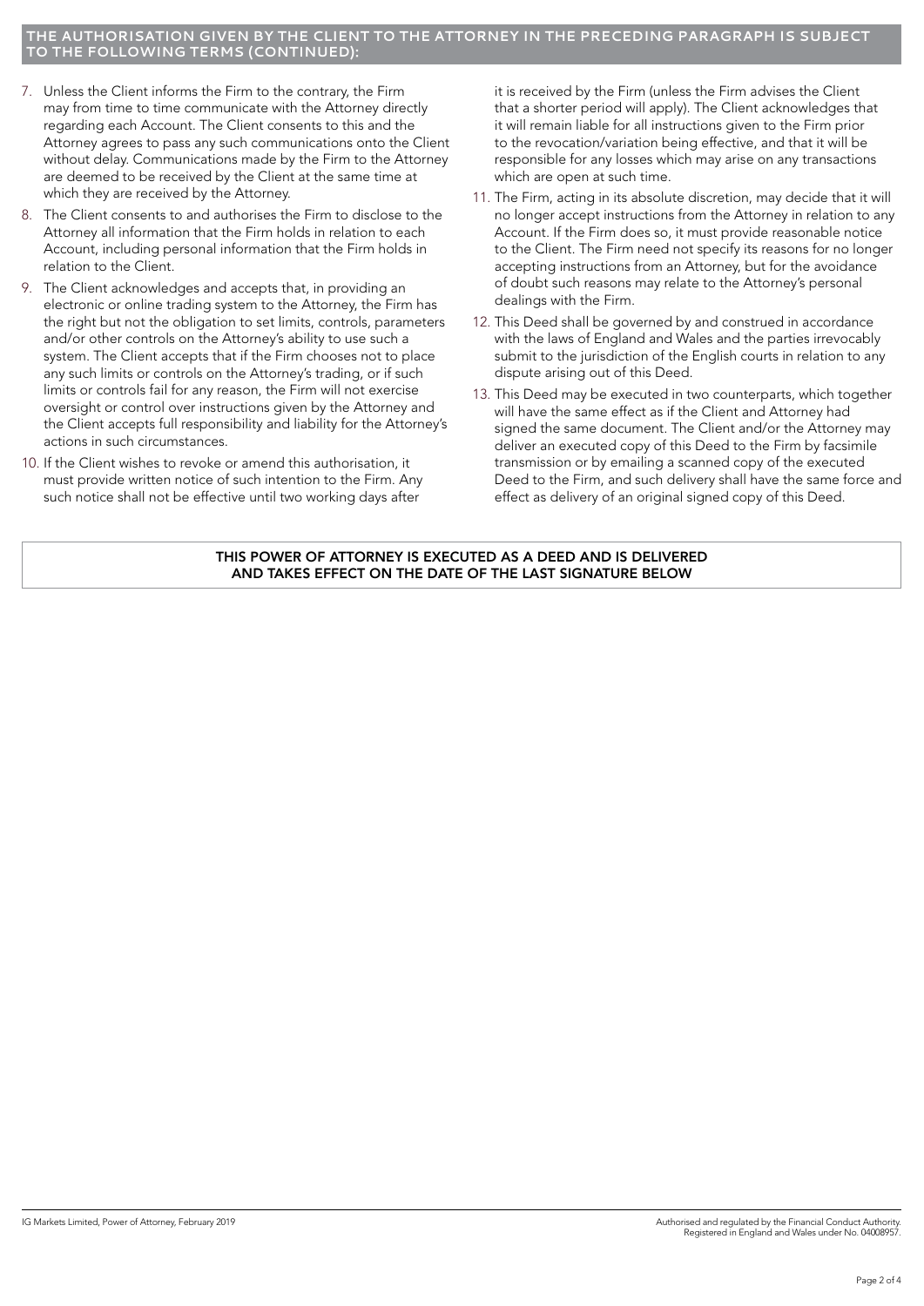## THE AUTHORISATION GIVEN BY THE CLIENT TO THE ATTORNEY IN THE PRECEDING PARAGRAPH IS SUBJECT TO THE FOLLOWING TERMS (CONTINUED):

7. Unless the Client informs the Firm to the contrary, the Firm may from time to time communicate with the Attorney directly regarding each Account. The Client consents to this and the Attorney agrees to pass any such communications onto the Client without delay. Communications made by the Firm to the Attorney are deemed to be received by the Client at the same time at which they are received by the Attorney.
8. The Client consents to and authorises the Firm to disclose to the Attorney all information that the Firm holds in relation to each Account, including personal information that the Firm holds in relation to the Client.
9. The Client acknowledges and accepts that, in providing an electronic or online trading system to the Attorney, the Firm has the right but not the obligation to set limits, controls, parameters and/or other controls on the Attorney's ability to use such a system. The Client accepts that if the Firm chooses not to place any such limits or controls on the Attorney's trading, or if such limits or controls fail for any reason, the Firm will not exercise oversight or control over instructions given by the Attorney and the Client accepts full responsibility and liability for the Attorney's actions in such circumstances.
10. If the Client wishes to revoke or amend this authorisation, it must provide written notice of such intention to the Firm. Any such notice shall not be effective until two working days after it is received by the Firm (unless the Firm advises the Client that a shorter period will apply). The Client acknowledges that it will remain liable for all instructions given to the Firm prior to the revocation/variation being effective, and that it will be responsible for any losses which may arise on any transactions which are open at such time.
11. The Firm, acting in its absolute discretion, may decide that it will no longer accept instructions from the Attorney in relation to any Account. If the Firm does so, it must provide reasonable notice to the Client. The Firm need not specify its reasons for no longer accepting instructions from an Attorney, but for the avoidance of doubt such reasons may relate to the Attorney's personal dealings with the Firm.
12. This Deed shall be governed by and construed in accordance with the laws of England and Wales and the parties irrevocably submit to the jurisdiction of the English courts in relation to any dispute arising out of this Deed.
13. This Deed may be executed in two counterparts, which together will have the same effect as if the Client and Attorney had signed the same document. The Client and/or the Attorney may deliver an executed copy of this Deed to the Firm by facsimile transmission or by emailing a scanned copy of the executed Deed to the Firm, and such delivery shall have the same force and effect as delivery of an original signed copy of this Deed.

**THIS POWER OF ATTORNEY IS EXECUTED AS A DEED AND IS DELIVERED AND TAKES EFFECT ON THE DATE OF THE LAST SIGNATURE BELOW**

IG Markets Limited, Power of Attorney, February 2019

Authorised and regulated by the Financial Conduct Authority. Registered in England and Wales under No. 04008957.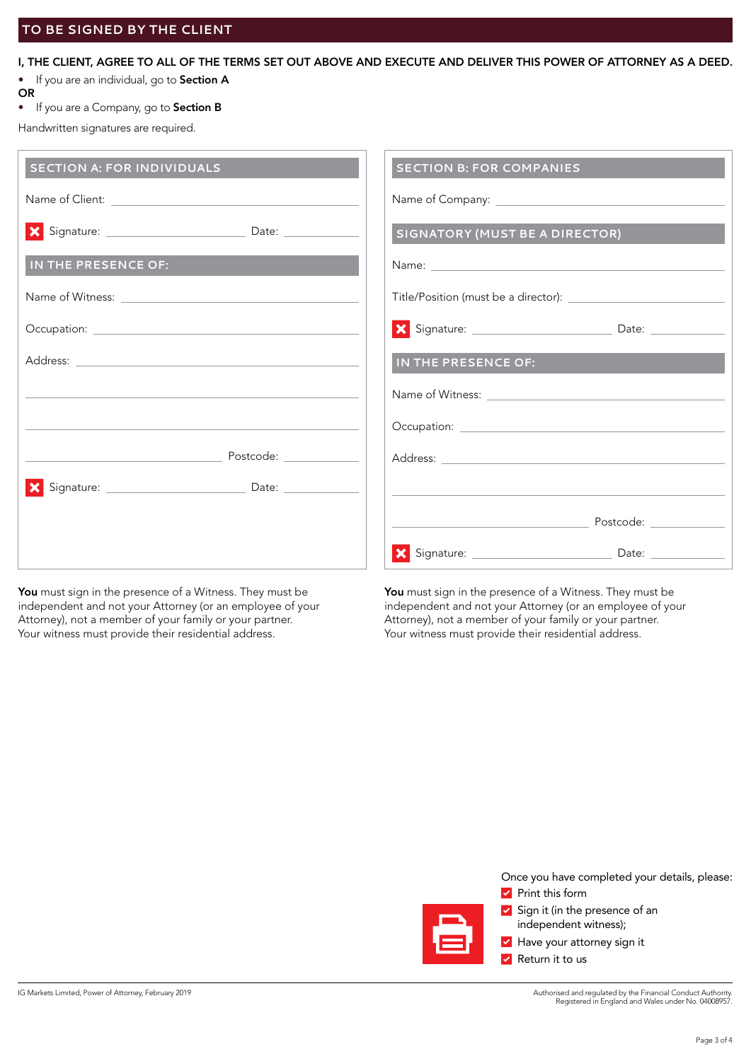## TO BE SIGNED BY THE CLIENT

**I, THE CLIENT, AGREE TO ALL OF THE TERMS SET OUT ABOVE AND EXECUTE AND DELIVER THIS POWER OF ATTORNEY AS A DEED.**

- If you are an individual, go to **Section A**

**OR**

- If you are a Company, go to **Section B**

Handwritten signatures are required.

### SECTION A: FOR INDIVIDUALS

Name of Client: ____________________

Signature: ____________________ Date: __________

#### IN THE PRESENCE OF:

Name of Witness: ____________________

Occupation: ____________________

Address: ____________________

____________________

____________________

____________________ Postcode: __________

Signature: ____________________ Date: __________

**You** must sign in the presence of a Witness. They must be independent and not your Attorney (or an employee of your Attorney), not a member of your family or your partner. Your witness must provide their residential address.

### SECTION B: FOR COMPANIES

Name of Company: ____________________

#### SIGNATORY (MUST BE A DIRECTOR)

Name: ____________________

Title/Position (must be a director): ____________________

Signature: ____________________ Date: __________

#### IN THE PRESENCE OF:

Name of Witness: ____________________

Occupation: ____________________

Address: ____________________

____________________

____________________ Postcode: __________

Signature: ____________________ Date: __________

**You** must sign in the presence of a Witness. They must be independent and not your Attorney (or an employee of your Attorney), not a member of your family or your partner. Your witness must provide their residential address.

Once you have completed your details, please:

- Print this form
- Sign it (in the presence of an independent witness);
- Have your attorney sign it
- Return it to us

IG Markets Limited, Power of Attorney, February 2019

Authorised and regulated by the Financial Conduct Authority. Registered in England and Wales under No. 04008957.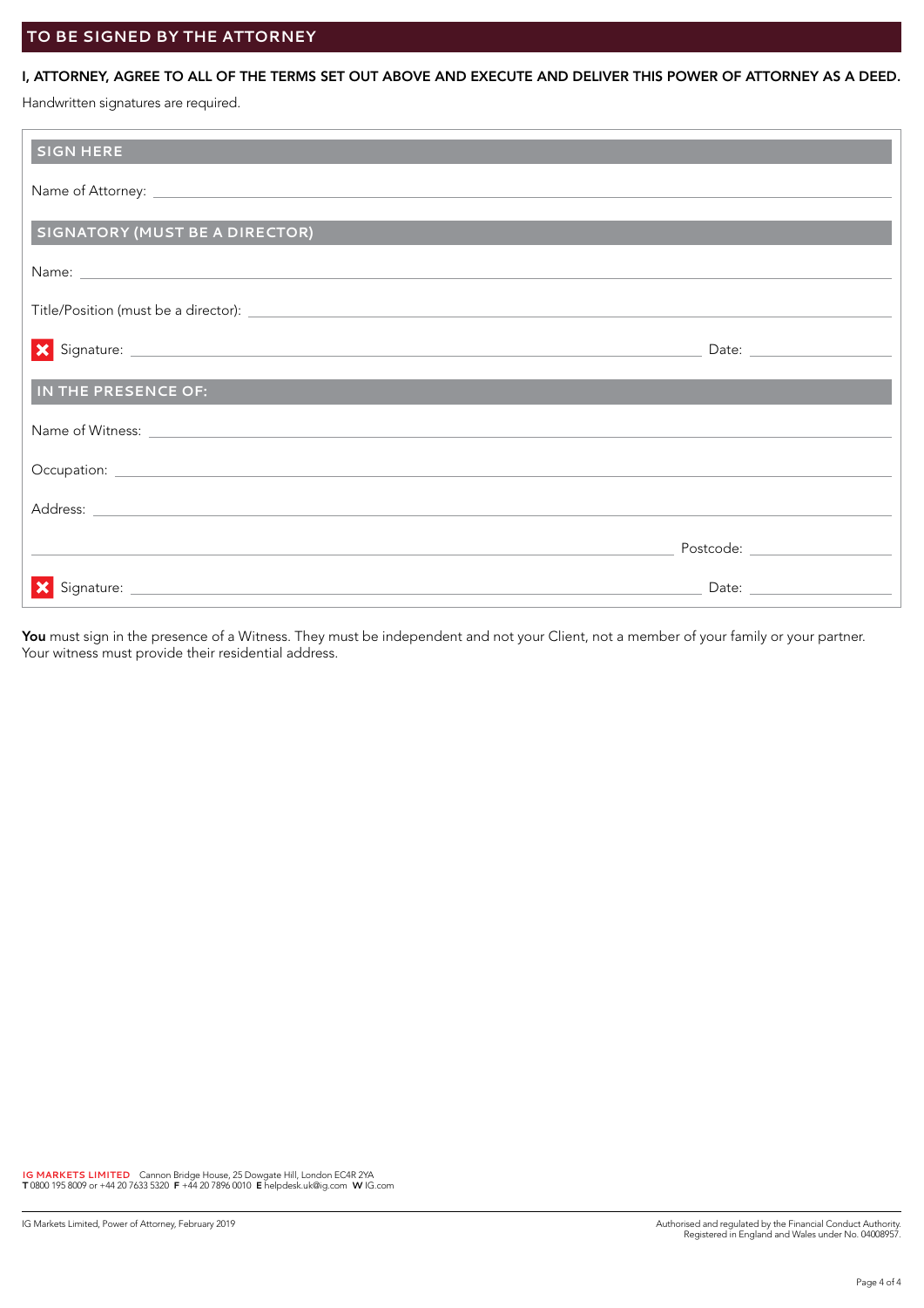## TO BE SIGNED BY THE ATTORNEY

**I, ATTORNEY, AGREE TO ALL OF THE TERMS SET OUT ABOVE AND EXECUTE AND DELIVER THIS POWER OF ATTORNEY AS A DEED.**

Handwritten signatures are required.

### SIGN HERE

Name of Attorney: ______________________________

### SIGNATORY (MUST BE A DIRECTOR)

Name: ______________________________

Title/Position (must be a director): ______________________________

✖ Signature: ______________________________ Date: ______________

### IN THE PRESENCE OF:

Name of Witness: ______________________________

Occupation: ______________________________

Address: ______________________________

______________________________ Postcode: ______________

✖ Signature: ______________________________ Date: ______________

**You** must sign in the presence of a Witness. They must be independent and not your Client, not a member of your family or your partner. Your witness must provide their residential address.

**IG MARKETS LIMITED** Cannon Bridge House, 25 Dowgate Hill, London EC4R 2YA
**T** 0800 195 8009 or +44 20 7633 5320 **F** +44 20 7896 0010 **E** helpdesk.uk@ig.com **W** IG.com

IG Markets Limited, Power of Attorney, February 2019

Authorised and regulated by the Financial Conduct Authority. Registered in England and Wales under No. 04008957.